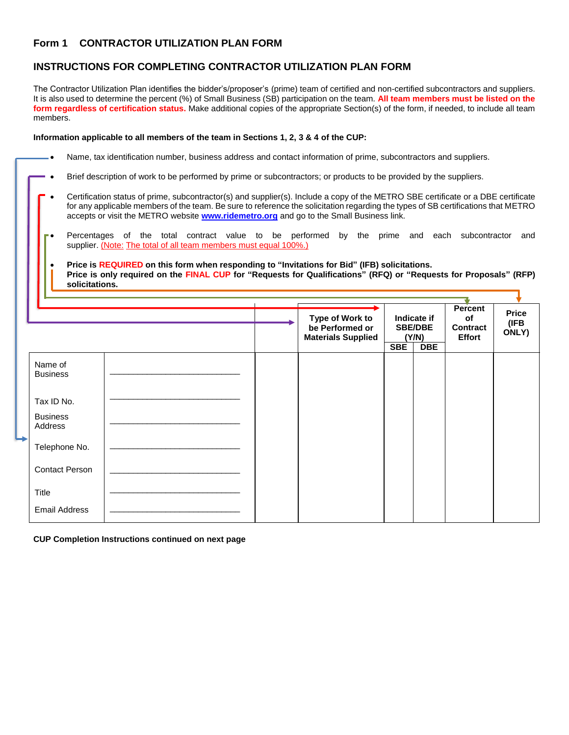# Form 1 CONTRACTOR UTILIZATION PLAN FORM

## INSTRUCTIONS FOR COMPLETING CONTRACTOR UTILIZATION PLAN FORM

The Contractor Utilization Plan identifies the bidder's/proposer's (prime) team of certified and non-certified subcontractors and suppliers. It is also used to determine the percent (%) of Small Business (SB) participation on the team. **All team members must be listed on the form regardless of certification status.** Make additional copies of the appropriate Section(s) of the form, if needed, to include all team members.

**Information applicable to all members of the team in Sections 1, 2, 3 & 4 of the CUP:**

- Name, tax identification number, business address and contact information of prime, subcontractors and suppliers.
- Brief description of work to be performed by prime or subcontractors; or products to be provided by the suppliers.
- Certification status of prime, subcontractor(s) and supplier(s). Include a copy of the METRO SBE certificate or a DBE certificate for any applicable members of the team. Be sure to reference the solicitation regarding the types of SB certifications that METRO accepts or visit the METRO website www.ridemetro.org and go to the Small Business link.
- Percentages of the total contract value to be performed by the prime and each subcontractor and supplier. (Note: The total of all team members must equal 100%.)
- **Price is REQUIRED on this form when responding to "Invitations for Bid" (IFB) solicitations. Price is only required on the FINAL CUP for "Requests for Qualifications" (RFQ) or "Requests for Proposals" (RFP) solicitations.**

| | | | Type of Work to be Performed or Materials Supplied | Indicate if SBE/DBE (Y/N) | | Percent of Contract Effort | Price (IFB ONLY) |
|---|---|---|---|---|---|---|---|
| | | | | SBE | DBE | | |
| Name of Business | \_\_\_\_\_\_\_\_\_\_\_\_\_\_\_\_\_\_\_\_\_\_\_\_\_\_\_\_ | | | | | | |
| Tax ID No. | \_\_\_\_\_\_\_\_\_\_\_\_\_\_\_\_\_\_\_\_\_\_\_\_\_\_\_\_ | | | | | | |
| Business Address | \_\_\_\_\_\_\_\_\_\_\_\_\_\_\_\_\_\_\_\_\_\_\_\_\_\_\_\_ | | | | | | |
| Telephone No. | \_\_\_\_\_\_\_\_\_\_\_\_\_\_\_\_\_\_\_\_\_\_\_\_\_\_\_\_ | | | | | | |
| Contact Person | \_\_\_\_\_\_\_\_\_\_\_\_\_\_\_\_\_\_\_\_\_\_\_\_\_\_\_\_ | | | | | | |
| Title | \_\_\_\_\_\_\_\_\_\_\_\_\_\_\_\_\_\_\_\_\_\_\_\_\_\_\_\_ | | | | | | |
| Email Address | \_\_\_\_\_\_\_\_\_\_\_\_\_\_\_\_\_\_\_\_\_\_\_\_\_\_\_\_ | | | | | | |

**CUP Completion Instructions continued on next page**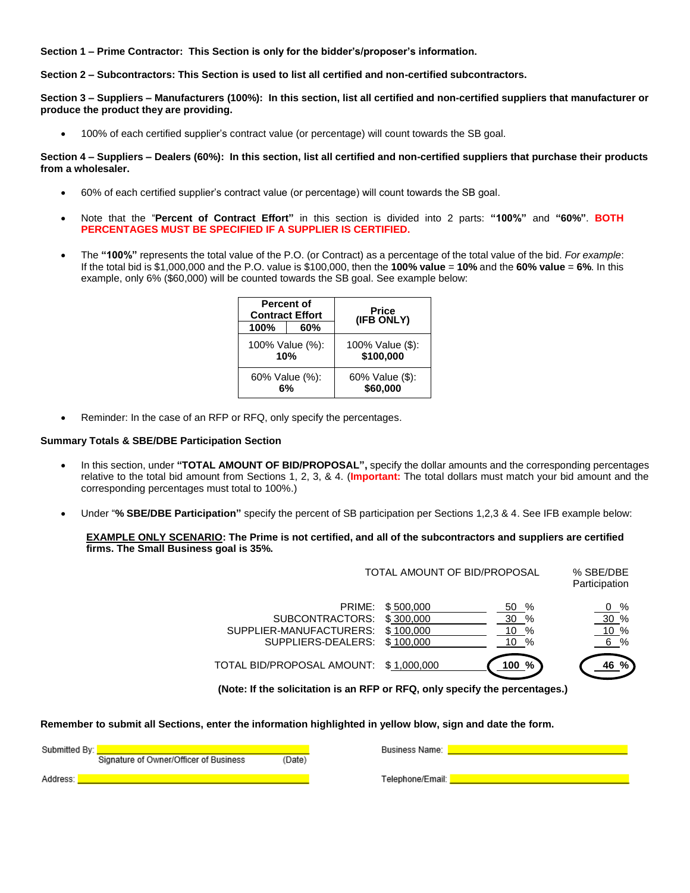**Section 1 – Prime Contractor: This Section is only for the bidder's/proposer's information.**

**Section 2 – Subcontractors: This Section is used to list all certified and non-certified subcontractors.**

**Section 3 – Suppliers – Manufacturers (100%): In this section, list all certified and non-certified suppliers that manufacturer or produce the product they are providing.**

- 100% of each certified supplier's contract value (or percentage) will count towards the SB goal.

**Section 4 – Suppliers – Dealers (60%): In this section, list all certified and non-certified suppliers that purchase their products from a wholesaler.**

- 60% of each certified supplier's contract value (or percentage) will count towards the SB goal.
- Note that the "**Percent of Contract Effort**" in this section is divided into 2 parts: **"100%"** and **"60%"**. **BOTH PERCENTAGES MUST BE SPECIFIED IF A SUPPLIER IS CERTIFIED.**
- The **"100%"** represents the total value of the P.O. (or Contract) as a percentage of the total value of the bid. *For example*: If the total bid is $1,000,000 and the P.O. value is $100,000, then the **100% value** = **10%** and the **60% value** = **6%**. In this example, only 6% ($60,000) will be counted towards the SB goal. See example below:

| Percent of Contract Effort (100% / 60%) | Price (IFB ONLY) |
|---|---|
| 100% Value (%): **10%** | 100% Value ($): **$100,000** |
| 60% Value (%): **6%** | 60% Value ($): **$60,000** |

- Reminder: In the case of an RFP or RFQ, only specify the percentages.

**Summary Totals & SBE/DBE Participation Section**

- In this section, under **"TOTAL AMOUNT OF BID/PROPOSAL",** specify the dollar amounts and the corresponding percentages relative to the total bid amount from Sections 1, 2, 3, & 4. (**Important:** The total dollars must match your bid amount and the corresponding percentages must total to 100%.)
- Under "**% SBE/DBE Participation"** specify the percent of SB participation per Sections 1,2,3 & 4. See IFB example below:

**EXAMPLE ONLY SCENARIO: The Prime is not certified, and all of the subcontractors and suppliers are certified firms. The Small Business goal is 35%.**

| | TOTAL AMOUNT OF BID/PROPOSAL | | % SBE/DBE Participation |
|---|---|---|---|
| PRIME: | $ 500,000 | 50 % | 0 % |
| SUBCONTRACTORS: | $ 300,000 | 30 % | 30 % |
| SUPPLIER-MANUFACTURERS: | $ 100,000 | 10 % | 10 % |
| SUPPLIERS-DEALERS: | $ 100,000 | 10 % | 6 % |
| TOTAL BID/PROPOSAL AMOUNT: | $ 1,000,000 | 100 % | 46 % |

**(Note: If the solicitation is an RFP or RFQ, only specify the percentages.)**

**Remember to submit all Sections, enter the information highlighted in yellow blow, sign and date the form.**

Submitted By: ______________________________
Signature of Owner/Officer of Business (Date)

Business Name: ______________________________

Address: ______________________________

Telephone/Email: ______________________________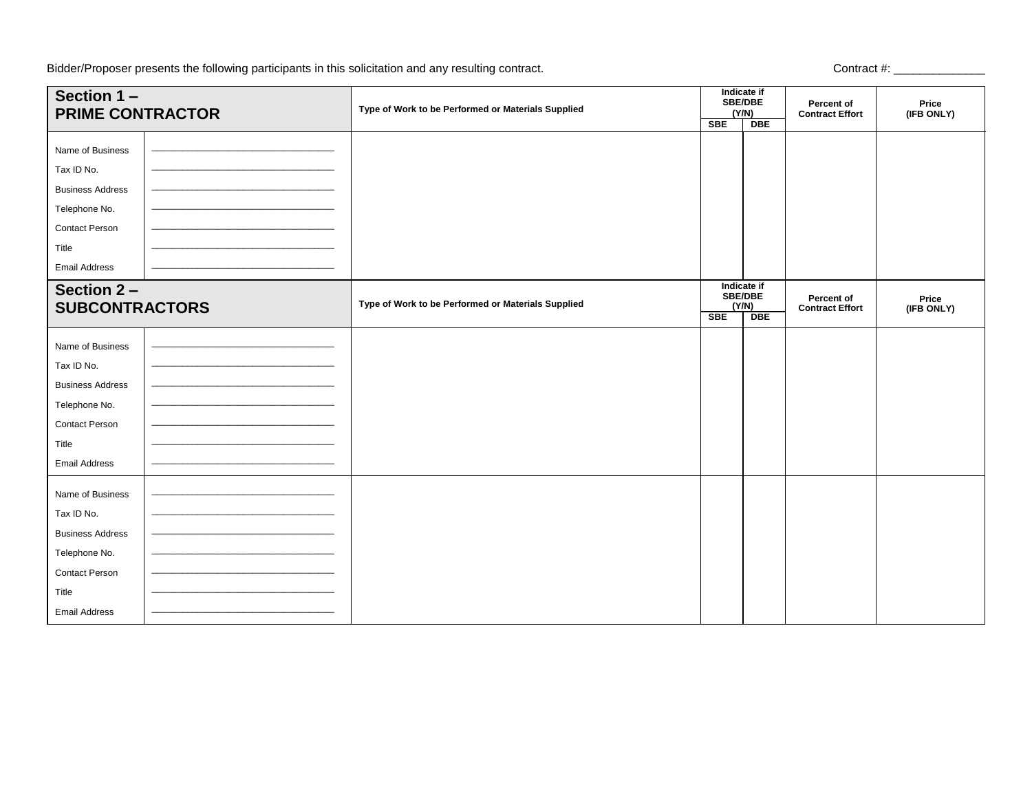Bidder/Proposer presents the following participants in this solicitation and any resulting contract.

Contract #: _____________

| Section 1 – PRIME CONTRACTOR | | Type of Work to be Performed or Materials Supplied | Indicate if SBE/DBE (Y/N) | | Percent of Contract Effort | Price (IFB ONLY) |
|---|---|---|---|---|---|---|
| | | | SBE | DBE | | |
| Name of Business | ______________________ | | | | | |
| Tax ID No. | ______________________ | | | | | |
| Business Address | ______________________ | | | | | |
| Telephone No. | ______________________ | | | | | |
| Contact Person | ______________________ | | | | | |
| Title | ______________________ | | | | | |
| Email Address | ______________________ | | | | | |

| Section 2 – SUBCONTRACTORS | | Type of Work to be Performed or Materials Supplied | Indicate if SBE/DBE (Y/N) | | Percent of Contract Effort | Price (IFB ONLY) |
|---|---|---|---|---|---|---|
| | | | SBE | DBE | | |
| Name of Business | ______________________ | | | | | |
| Tax ID No. | ______________________ | | | | | |
| Business Address | ______________________ | | | | | |
| Telephone No. | ______________________ | | | | | |
| Contact Person | ______________________ | | | | | |
| Title | ______________________ | | | | | |
| Email Address | ______________________ | | | | | |
| Name of Business | ______________________ | | | | | |
| Tax ID No. | ______________________ | | | | | |
| Business Address | ______________________ | | | | | |
| Telephone No. | ______________________ | | | | | |
| Contact Person | ______________________ | | | | | |
| Title | ______________________ | | | | | |
| Email Address | ______________________ | | | | | |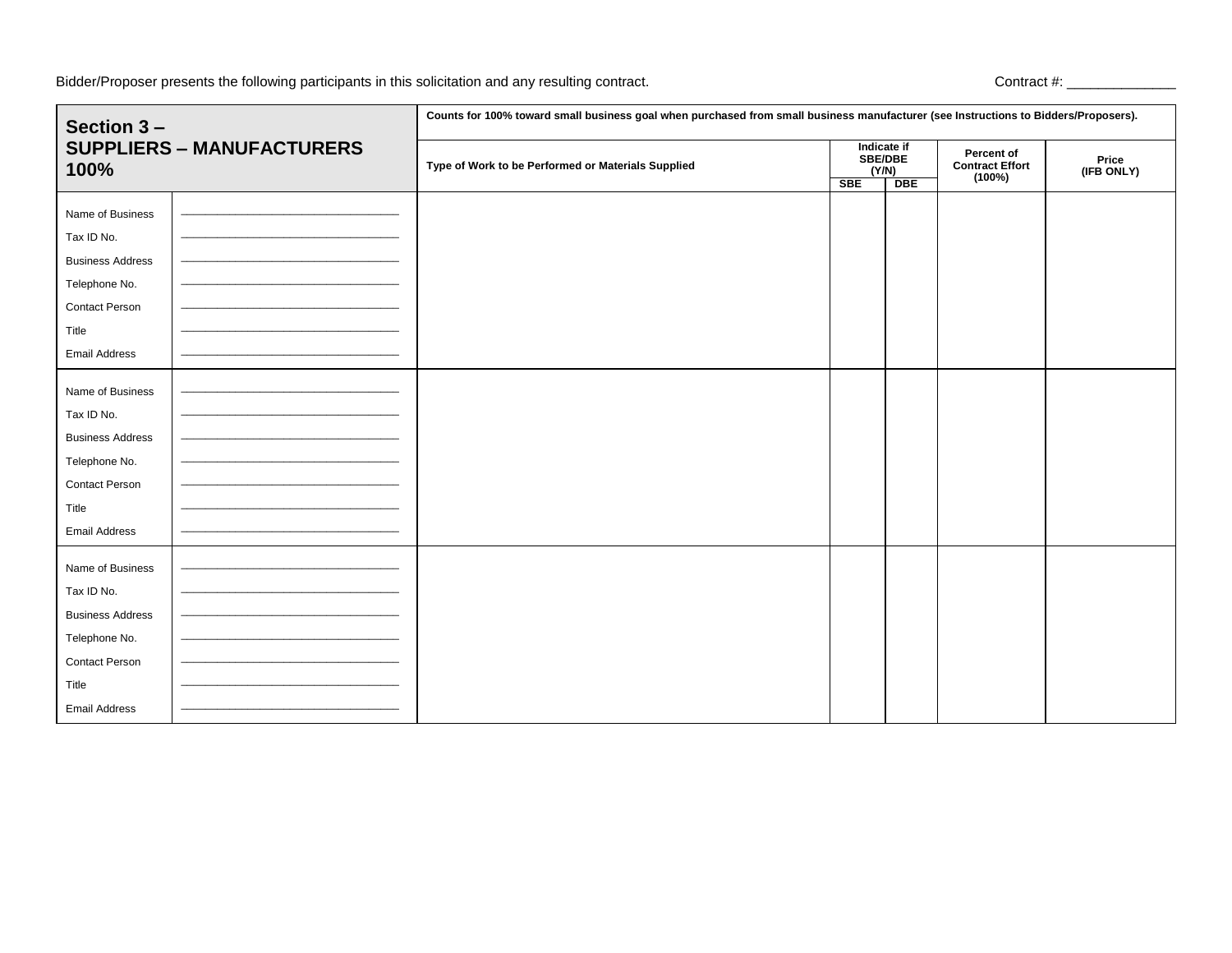Bidder/Proposer presents the following participants in this solicitation and any resulting contract. Contract #: _____________

| **Section 3 – SUPPLIERS – MANUFACTURERS 100%** | | **Counts for 100% toward small business goal when purchased from small business manufacturer (see Instructions to Bidders/Proposers).** | | | | |
|---|---|---|---|---|---|---|
| | | **Type of Work to be Performed or Materials Supplied** | **Indicate if SBE/DBE (Y/N)** | | **Percent of Contract Effort (100%)** | **Price (IFB ONLY)** |
| | | | **SBE** | **DBE** | | |
| Name of Business<br>Tax ID No.<br>Business Address<br>Telephone No.<br>Contact Person<br>Title<br>Email Address | ___________<br>___________<br>___________<br>___________<br>___________<br>___________<br>___________ | | | | | |
| Name of Business<br>Tax ID No.<br>Business Address<br>Telephone No.<br>Contact Person<br>Title<br>Email Address | ___________<br>___________<br>___________<br>___________<br>___________<br>___________<br>___________ | | | | | |
| Name of Business<br>Tax ID No.<br>Business Address<br>Telephone No.<br>Contact Person<br>Title<br>Email Address | ___________<br>___________<br>___________<br>___________<br>___________<br>___________<br>___________ | | | | | |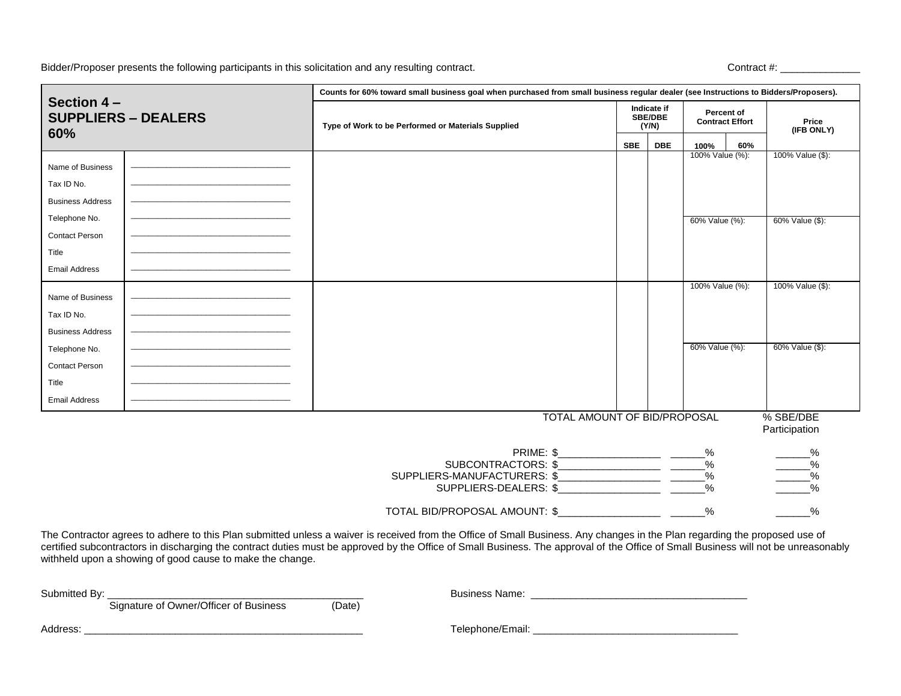Bidder/Proposer presents the following participants in this solicitation and any resulting contract.

Contract #: _____________

| **Section 4 – SUPPLIERS – DEALERS 60%** | | **Counts for 60% toward small business goal when purchased from small business regular dealer (see Instructions to Bidders/Proposers).** | | | | | |
|---|---|---|---|---|---|---|---|
| | | **Type of Work to be Performed or Materials Supplied** | **Indicate if SBE/DBE (Y/N)** | | **Percent of Contract Effort** | | **Price (IFB ONLY)** |
| | | | **SBE** | **DBE** | **100%** | **60%** | |
| Name of Business<br>Tax ID No.<br>Business Address<br>Telephone No.<br>Contact Person<br>Title<br>Email Address | ____________<br>____________<br>____________<br>____________<br>____________<br>____________<br>____________ | | | | 100% Value (%):<br><br>60% Value (%): | | 100% Value ($):<br><br>60% Value ($): |
| Name of Business<br>Tax ID No.<br>Business Address<br>Telephone No.<br>Contact Person<br>Title<br>Email Address | ____________<br>____________<br>____________<br>____________<br>____________<br>____________<br>____________ | | | | 100% Value (%):<br><br>60% Value (%): | | 100% Value ($):<br><br>60% Value ($): |

| | TOTAL AMOUNT OF BID/PROPOSAL | | % SBE/DBE Participation |
|---|---|---|---|
| PRIME: | $_________________ | ______% | ______% |
| SUBCONTRACTORS: | $_________________ | ______% | ______% |
| SUPPLIERS-MANUFACTURERS: | $_________________ | ______% | ______% |
| SUPPLIERS-DEALERS: | $_________________ | ______% | ______% |
| TOTAL BID/PROPOSAL AMOUNT: | $_________________ | ______% | ______% |

The Contractor agrees to adhere to this Plan submitted unless a waiver is received from the Office of Small Business. Any changes in the Plan regarding the proposed use of certified subcontractors in discharging the contract duties must be approved by the Office of Small Business. The approval of the Office of Small Business will not be unreasonably withheld upon a showing of good cause to make the change.

Submitted By: ____________________________________________
Signature of Owner/Officer of Business (Date)

Business Name: ______________________________________

Address: __________________________________________________

Telephone/Email: ____________________________________